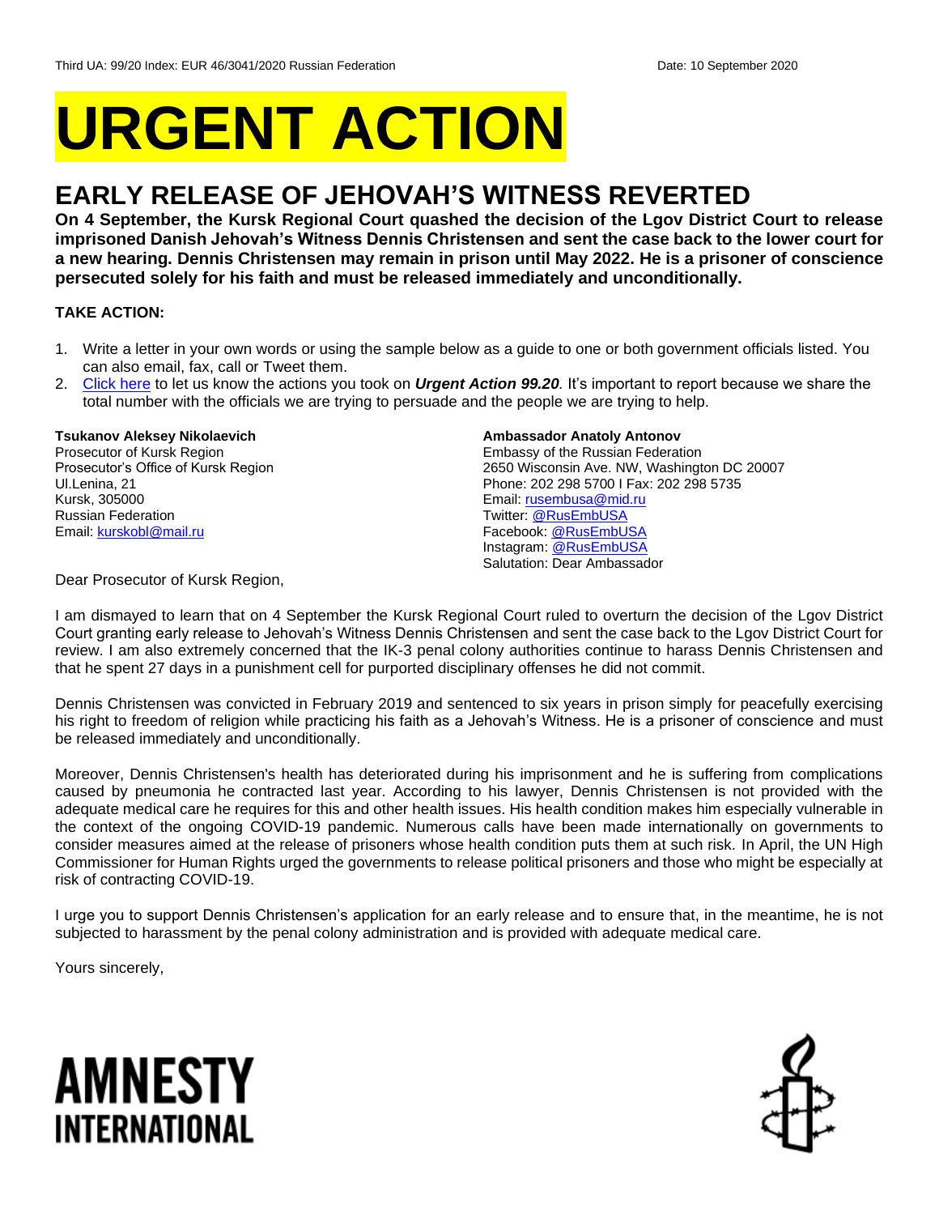Third UA: 99/20 Index: EUR 46/3041/2020 Russian Federation Date: 10 September 2020

# URGENT ACTION

## EARLY RELEASE OF JEHOVAH'S WITNESS REVERTED

**On 4 September, the Kursk Regional Court quashed the decision of the Lgov District Court to release imprisoned Danish Jehovah's Witness Dennis Christensen and sent the case back to the lower court for a new hearing. Dennis Christensen may remain in prison until May 2022. He is a prisoner of conscience persecuted solely for his faith and must be released immediately and unconditionally.**

**TAKE ACTION:**

1. Write a letter in your own words or using the sample below as a guide to one or both government officials listed. You can also email, fax, call or Tweet them.
2. Click here to let us know the actions you took on ***Urgent Action 99.20**.* It's important to report because we share the total number with the officials we are trying to persuade and the people we are trying to help.

**Tsukanov Aleksey Nikolaevich**
Prosecutor of Kursk Region
Prosecutor's Office of Kursk Region
Ul.Lenina, 21
Kursk, 305000
Russian Federation
Email: kurskobl@mail.ru

**Ambassador Anatoly Antonov**
Embassy of the Russian Federation
2650 Wisconsin Ave. NW, Washington DC 20007
Phone: 202 298 5700 I Fax: 202 298 5735
Email: rusembusa@mid.ru
Twitter: @RusEmbUSA
Facebook: @RusEmbUSA
Instagram: @RusEmbUSA
Salutation: Dear Ambassador

Dear Prosecutor of Kursk Region,

I am dismayed to learn that on 4 September the Kursk Regional Court ruled to overturn the decision of the Lgov District Court granting early release to Jehovah's Witness Dennis Christensen and sent the case back to the Lgov District Court for review. I am also extremely concerned that the IK-3 penal colony authorities continue to harass Dennis Christensen and that he spent 27 days in a punishment cell for purported disciplinary offenses he did not commit.

Dennis Christensen was convicted in February 2019 and sentenced to six years in prison simply for peacefully exercising his right to freedom of religion while practicing his faith as a Jehovah's Witness. He is a prisoner of conscience and must be released immediately and unconditionally.

Moreover, Dennis Christensen's health has deteriorated during his imprisonment and he is suffering from complications caused by pneumonia he contracted last year. According to his lawyer, Dennis Christensen is not provided with the adequate medical care he requires for this and other health issues. His health condition makes him especially vulnerable in the context of the ongoing COVID-19 pandemic. Numerous calls have been made internationally on governments to consider measures aimed at the release of prisoners whose health condition puts them at such risk. In April, the UN High Commissioner for Human Rights urged the governments to release political prisoners and those who might be especially at risk of contracting COVID-19.

I urge you to support Dennis Christensen's application for an early release and to ensure that, in the meantime, he is not subjected to harassment by the penal colony administration and is provided with adequate medical care.

Yours sincerely,

AMNESTY INTERNATIONAL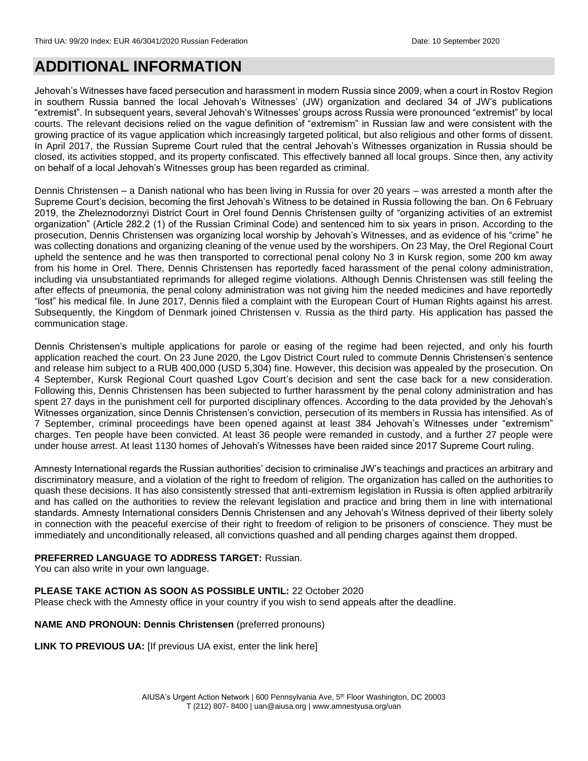# ADDITIONAL INFORMATION

Jehovah's Witnesses have faced persecution and harassment in modern Russia since 2009, when a court in Rostov Region in southern Russia banned the local Jehovah's Witnesses' (JW) organization and declared 34 of JW's publications "extremist". In subsequent years, several Jehovah's Witnesses' groups across Russia were pronounced "extremist" by local courts. The relevant decisions relied on the vague definition of "extremism" in Russian law and were consistent with the growing practice of its vague application which increasingly targeted political, but also religious and other forms of dissent. In April 2017, the Russian Supreme Court ruled that the central Jehovah's Witnesses organization in Russia should be closed, its activities stopped, and its property confiscated. This effectively banned all local groups. Since then, any activity on behalf of a local Jehovah's Witnesses group has been regarded as criminal.

Dennis Christensen – a Danish national who has been living in Russia for over 20 years – was arrested a month after the Supreme Court's decision, becoming the first Jehovah's Witness to be detained in Russia following the ban. On 6 February 2019, the Zheleznodorznyi District Court in Orel found Dennis Christensen guilty of "organizing activities of an extremist organization" (Article 282.2 (1) of the Russian Criminal Code) and sentenced him to six years in prison. According to the prosecution, Dennis Christensen was organizing local worship by Jehovah's Witnesses, and as evidence of his "crime" he was collecting donations and organizing cleaning of the venue used by the worshipers. On 23 May, the Orel Regional Court upheld the sentence and he was then transported to correctional penal colony No 3 in Kursk region, some 200 km away from his home in Orel. There, Dennis Christensen has reportedly faced harassment of the penal colony administration, including via unsubstantiated reprimands for alleged regime violations. Although Dennis Christensen was still feeling the after effects of pneumonia, the penal colony administration was not giving him the needed medicines and have reportedly "lost" his medical file. In June 2017, Dennis filed a complaint with the European Court of Human Rights against his arrest. Subsequently, the Kingdom of Denmark joined Christensen v. Russia as the third party. His application has passed the communication stage.

Dennis Christensen's multiple applications for parole or easing of the regime had been rejected, and only his fourth application reached the court. On 23 June 2020, the Lgov District Court ruled to commute Dennis Christensen's sentence and release him subject to a RUB 400,000 (USD 5,304) fine. However, this decision was appealed by the prosecution. On 4 September, Kursk Regional Court quashed Lgov Court's decision and sent the case back for a new consideration. Following this, Dennis Christensen has been subjected to further harassment by the penal colony administration and has spent 27 days in the punishment cell for purported disciplinary offences. According to the data provided by the Jehovah's Witnesses organization, since Dennis Christensen's conviction, persecution of its members in Russia has intensified. As of 7 September, criminal proceedings have been opened against at least 384 Jehovah's Witnesses under "extremism" charges. Ten people have been convicted. At least 36 people were remanded in custody, and a further 27 people were under house arrest. At least 1130 homes of Jehovah's Witnesses have been raided since 2017 Supreme Court ruling.

Amnesty International regards the Russian authorities' decision to criminalise JW's teachings and practices an arbitrary and discriminatory measure, and a violation of the right to freedom of religion. The organization has called on the authorities to quash these decisions. It has also consistently stressed that anti-extremism legislation in Russia is often applied arbitrarily and has called on the authorities to review the relevant legislation and practice and bring them in line with international standards. Amnesty International considers Dennis Christensen and any Jehovah's Witness deprived of their liberty solely in connection with the peaceful exercise of their right to freedom of religion to be prisoners of conscience. They must be immediately and unconditionally released, all convictions quashed and all pending charges against them dropped.

**PREFERRED LANGUAGE TO ADDRESS TARGET:** Russian.
You can also write in your own language.

**PLEASE TAKE ACTION AS SOON AS POSSIBLE UNTIL:** 22 October 2020
Please check with the Amnesty office in your country if you wish to send appeals after the deadline.

**NAME AND PRONOUN: Dennis Christensen** (preferred pronouns)

**LINK TO PREVIOUS UA:** [If previous UA exist, enter the link here]

AIUSA's Urgent Action Network | 600 Pennsylvania Ave, 5th Floor Washington, DC 20003
T (212) 807- 8400 | uan@aiusa.org | www.amnestyusa.org/uan